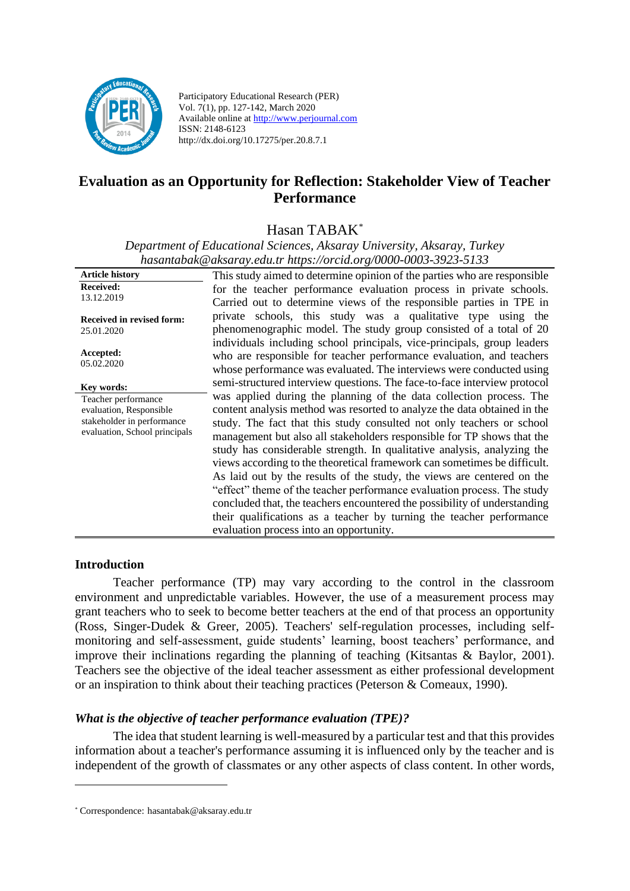Participatory Educational Research (PER)
Vol. 7(1), pp. 127-142, March 2020
Available online at http://www.perjournal.com
ISSN: 2148-6123
http://dx.doi.org/10.17275/per.20.8.7.1

# Evaluation as an Opportunity for Reflection: Stakeholder View of Teacher Performance

Hasan TABAK[*]

*Department of Educational Sciences, Aksaray University, Aksaray, Turkey*
*hasantabak@aksaray.edu.tr https://orcid.org/0000-0003-3923-5133*

**Article history**
**Received:** 13.12.2019
**Received in revised form:** 25.01.2020
**Accepted:** 05.02.2020

**Key words:**
Teacher performance evaluation, Responsible stakeholder in performance evaluation, School principals

This study aimed to determine opinion of the parties who are responsible for the teacher performance evaluation process in private schools. Carried out to determine views of the responsible parties in TPE in private schools, this study was a qualitative type using the phenomenographic model. The study group consisted of a total of 20 individuals including school principals, vice-principals, group leaders who are responsible for teacher performance evaluation, and teachers whose performance was evaluated. The interviews were conducted using semi-structured interview questions. The face-to-face interview protocol was applied during the planning of the data collection process. The content analysis method was resorted to analyze the data obtained in the study. The fact that this study consulted not only teachers or school management but also all stakeholders responsible for TP shows that the study has considerable strength. In qualitative analysis, analyzing the views according to the theoretical framework can sometimes be difficult. As laid out by the results of the study, the views are centered on the "effect" theme of the teacher performance evaluation process. The study concluded that, the teachers encountered the possibility of understanding their qualifications as a teacher by turning the teacher performance evaluation process into an opportunity.

## Introduction

Teacher performance (TP) may vary according to the control in the classroom environment and unpredictable variables. However, the use of a measurement process may grant teachers who to seek to become better teachers at the end of that process an opportunity (Ross, Singer-Dudek & Greer, 2005). Teachers' self-regulation processes, including self-monitoring and self-assessment, guide students' learning, boost teachers' performance, and improve their inclinations regarding the planning of teaching (Kitsantas & Baylor, 2001). Teachers see the objective of the ideal teacher assessment as either professional development or an inspiration to think about their teaching practices (Peterson & Comeaux, 1990).

### *What is the objective of teacher performance evaluation (TPE)?*

The idea that student learning is well-measured by a particular test and that this provides information about a teacher's performance assuming it is influenced only by the teacher and is independent of the growth of classmates or any other aspects of class content. In other words,

[*] Correspondence: hasantabak@aksaray.edu.tr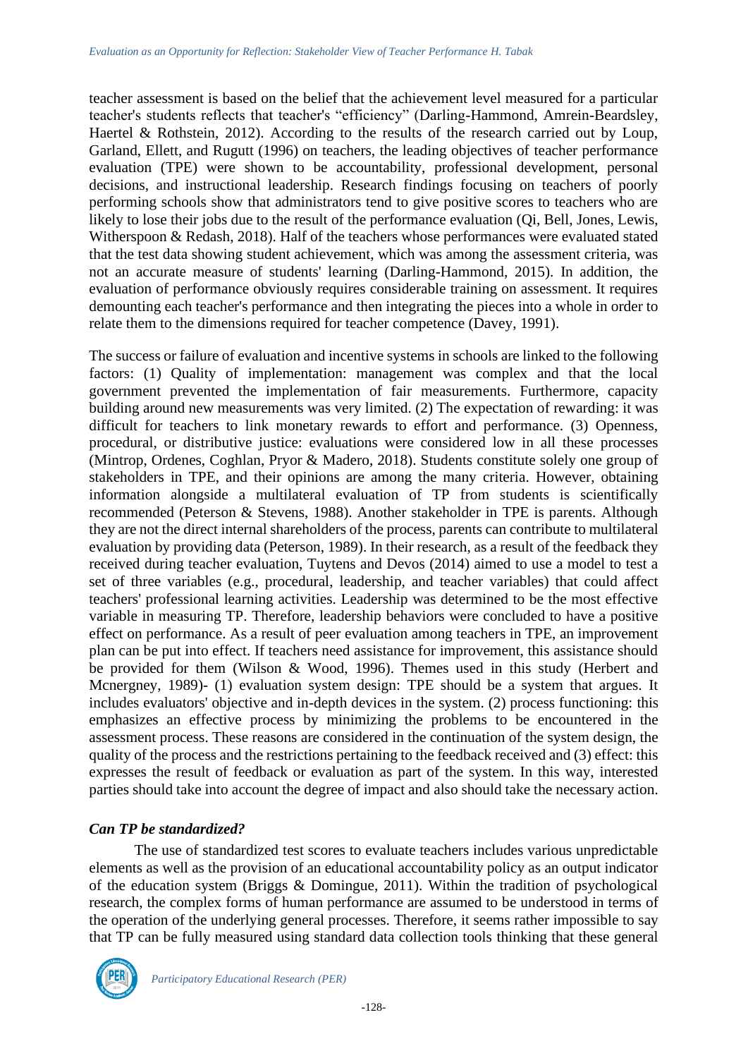teacher assessment is based on the belief that the achievement level measured for a particular teacher's students reflects that teacher's “efficiency” (Darling-Hammond, Amrein-Beardsley, Haertel & Rothstein, 2012). According to the results of the research carried out by Loup, Garland, Ellett, and Rugutt (1996) on teachers, the leading objectives of teacher performance evaluation (TPE) were shown to be accountability, professional development, personal decisions, and instructional leadership. Research findings focusing on teachers of poorly performing schools show that administrators tend to give positive scores to teachers who are likely to lose their jobs due to the result of the performance evaluation (Qi, Bell, Jones, Lewis, Witherspoon & Redash, 2018). Half of the teachers whose performances were evaluated stated that the test data showing student achievement, which was among the assessment criteria, was not an accurate measure of students' learning (Darling-Hammond, 2015). In addition, the evaluation of performance obviously requires considerable training on assessment. It requires demounting each teacher's performance and then integrating the pieces into a whole in order to relate them to the dimensions required for teacher competence (Davey, 1991).

The success or failure of evaluation and incentive systems in schools are linked to the following factors: (1) Quality of implementation: management was complex and that the local government prevented the implementation of fair measurements. Furthermore, capacity building around new measurements was very limited. (2) The expectation of rewarding: it was difficult for teachers to link monetary rewards to effort and performance. (3) Openness, procedural, or distributive justice: evaluations were considered low in all these processes (Mintrop, Ordenes, Coghlan, Pryor & Madero, 2018). Students constitute solely one group of stakeholders in TPE, and their opinions are among the many criteria. However, obtaining information alongside a multilateral evaluation of TP from students is scientifically recommended (Peterson & Stevens, 1988). Another stakeholder in TPE is parents. Although they are not the direct internal shareholders of the process, parents can contribute to multilateral evaluation by providing data (Peterson, 1989). In their research, as a result of the feedback they received during teacher evaluation, Tuytens and Devos (2014) aimed to use a model to test a set of three variables (e.g., procedural, leadership, and teacher variables) that could affect teachers' professional learning activities. Leadership was determined to be the most effective variable in measuring TP. Therefore, leadership behaviors were concluded to have a positive effect on performance. As a result of peer evaluation among teachers in TPE, an improvement plan can be put into effect. If teachers need assistance for improvement, this assistance should be provided for them (Wilson & Wood, 1996). Themes used in this study (Herbert and Mcnergney, 1989)- (1) evaluation system design: TPE should be a system that argues. It includes evaluators' objective and in-depth devices in the system. (2) process functioning: this emphasizes an effective process by minimizing the problems to be encountered in the assessment process. These reasons are considered in the continuation of the system design, the quality of the process and the restrictions pertaining to the feedback received and (3) effect: this expresses the result of feedback or evaluation as part of the system. In this way, interested parties should take into account the degree of impact and also should take the necessary action.

### *Can TP be standardized?*

The use of standardized test scores to evaluate teachers includes various unpredictable elements as well as the provision of an educational accountability policy as an output indicator of the education system (Briggs & Domingue, 2011). Within the tradition of psychological research, the complex forms of human performance are assumed to be understood in terms of the operation of the underlying general processes. Therefore, it seems rather impossible to say that TP can be fully measured using standard data collection tools thinking that these general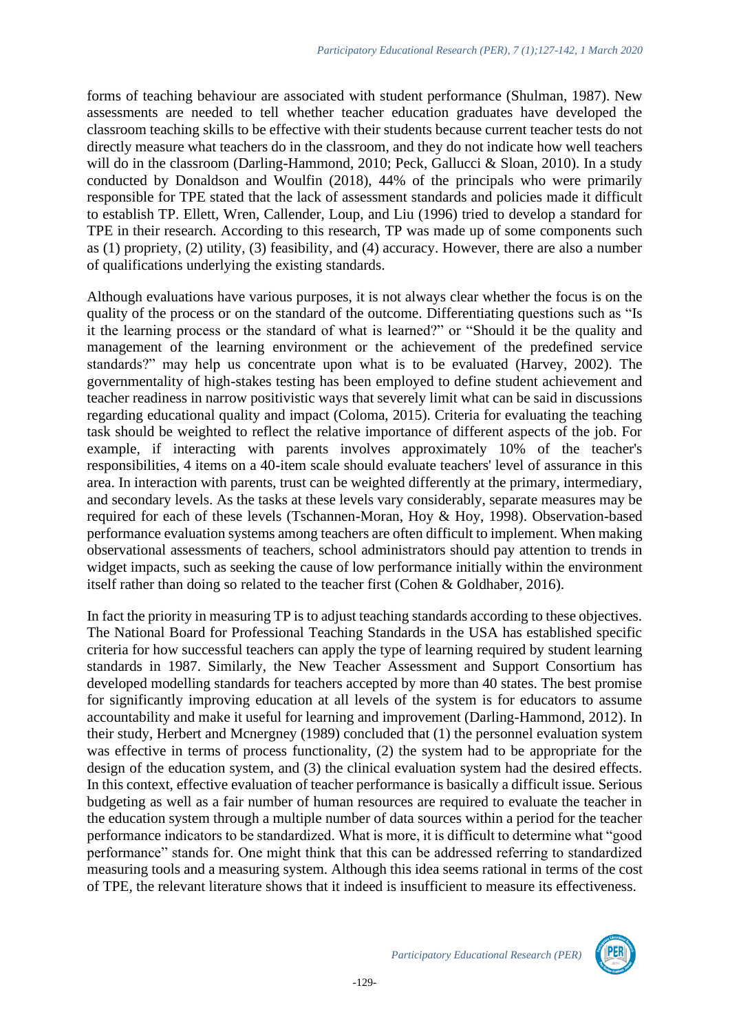forms of teaching behaviour are associated with student performance (Shulman, 1987). New assessments are needed to tell whether teacher education graduates have developed the classroom teaching skills to be effective with their students because current teacher tests do not directly measure what teachers do in the classroom, and they do not indicate how well teachers will do in the classroom (Darling-Hammond, 2010; Peck, Gallucci & Sloan, 2010). In a study conducted by Donaldson and Woulfin (2018), 44% of the principals who were primarily responsible for TPE stated that the lack of assessment standards and policies made it difficult to establish TP. Ellett, Wren, Callender, Loup, and Liu (1996) tried to develop a standard for TPE in their research. According to this research, TP was made up of some components such as (1) propriety, (2) utility, (3) feasibility, and (4) accuracy. However, there are also a number of qualifications underlying the existing standards.

Although evaluations have various purposes, it is not always clear whether the focus is on the quality of the process or on the standard of the outcome. Differentiating questions such as "Is it the learning process or the standard of what is learned?" or "Should it be the quality and management of the learning environment or the achievement of the predefined service standards?" may help us concentrate upon what is to be evaluated (Harvey, 2002). The governmentality of high-stakes testing has been employed to define student achievement and teacher readiness in narrow positivistic ways that severely limit what can be said in discussions regarding educational quality and impact (Coloma, 2015). Criteria for evaluating the teaching task should be weighted to reflect the relative importance of different aspects of the job. For example, if interacting with parents involves approximately 10% of the teacher's responsibilities, 4 items on a 40-item scale should evaluate teachers' level of assurance in this area. In interaction with parents, trust can be weighted differently at the primary, intermediary, and secondary levels. As the tasks at these levels vary considerably, separate measures may be required for each of these levels (Tschannen-Moran, Hoy & Hoy, 1998). Observation-based performance evaluation systems among teachers are often difficult to implement. When making observational assessments of teachers, school administrators should pay attention to trends in widget impacts, such as seeking the cause of low performance initially within the environment itself rather than doing so related to the teacher first (Cohen & Goldhaber, 2016).

In fact the priority in measuring TP is to adjust teaching standards according to these objectives. The National Board for Professional Teaching Standards in the USA has established specific criteria for how successful teachers can apply the type of learning required by student learning standards in 1987. Similarly, the New Teacher Assessment and Support Consortium has developed modelling standards for teachers accepted by more than 40 states. The best promise for significantly improving education at all levels of the system is for educators to assume accountability and make it useful for learning and improvement (Darling-Hammond, 2012). In their study, Herbert and Mcnergney (1989) concluded that (1) the personnel evaluation system was effective in terms of process functionality, (2) the system had to be appropriate for the design of the education system, and (3) the clinical evaluation system had the desired effects. In this context, effective evaluation of teacher performance is basically a difficult issue. Serious budgeting as well as a fair number of human resources are required to evaluate the teacher in the education system through a multiple number of data sources within a period for the teacher performance indicators to be standardized. What is more, it is difficult to determine what "good performance" stands for. One might think that this can be addressed referring to standardized measuring tools and a measuring system. Although this idea seems rational in terms of the cost of TPE, the relevant literature shows that it indeed is insufficient to measure its effectiveness.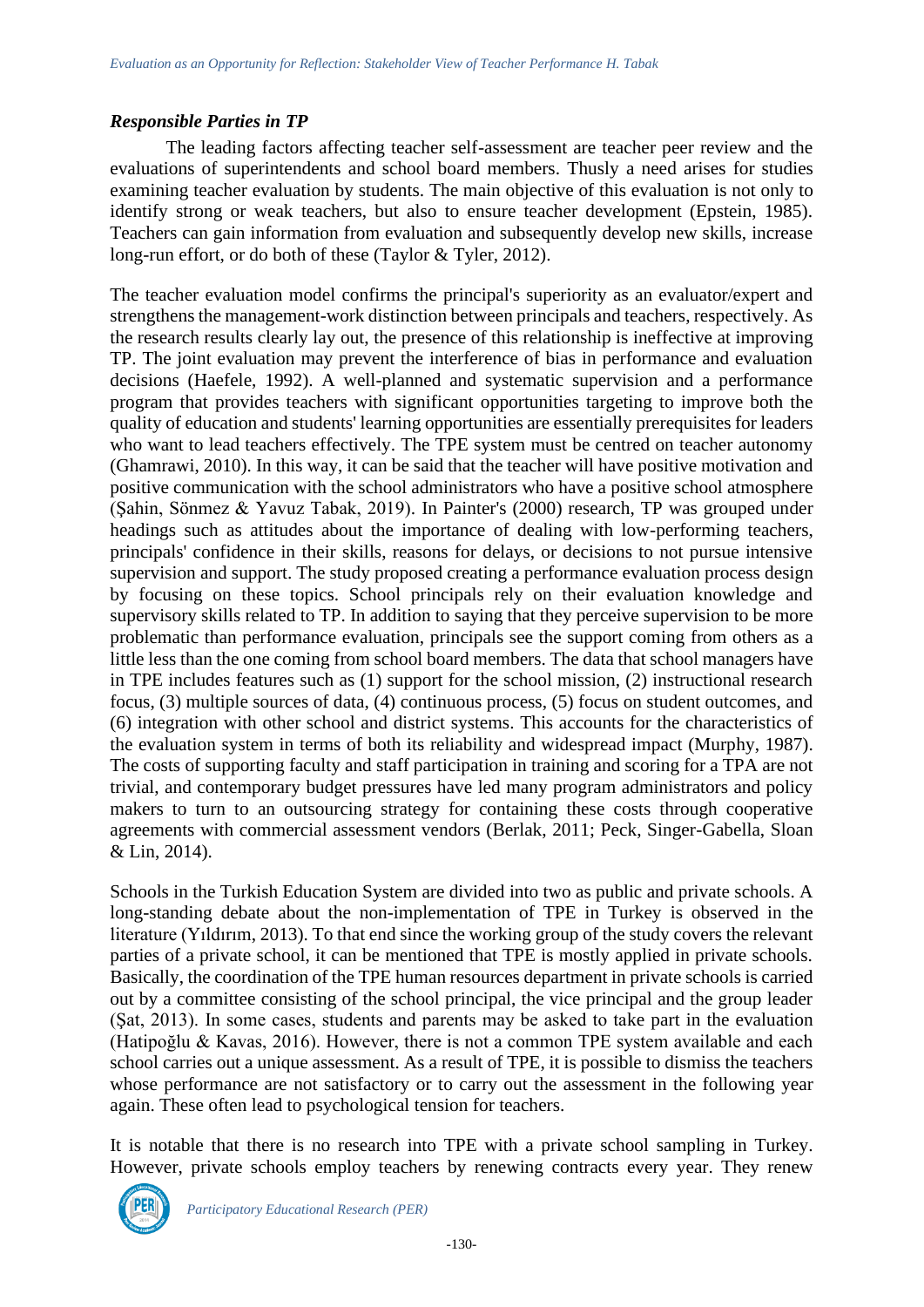### *Responsible Parties in TP*

The leading factors affecting teacher self-assessment are teacher peer review and the evaluations of superintendents and school board members. Thusly a need arises for studies examining teacher evaluation by students. The main objective of this evaluation is not only to identify strong or weak teachers, but also to ensure teacher development (Epstein, 1985). Teachers can gain information from evaluation and subsequently develop new skills, increase long-run effort, or do both of these (Taylor & Tyler, 2012).

The teacher evaluation model confirms the principal's superiority as an evaluator/expert and strengthens the management-work distinction between principals and teachers, respectively. As the research results clearly lay out, the presence of this relationship is ineffective at improving TP. The joint evaluation may prevent the interference of bias in performance and evaluation decisions (Haefele, 1992). A well-planned and systematic supervision and a performance program that provides teachers with significant opportunities targeting to improve both the quality of education and students' learning opportunities are essentially prerequisites for leaders who want to lead teachers effectively. The TPE system must be centred on teacher autonomy (Ghamrawi, 2010). In this way, it can be said that the teacher will have positive motivation and positive communication with the school administrators who have a positive school atmosphere (Şahin, Sönmez & Yavuz Tabak, 2019). In Painter's (2000) research, TP was grouped under headings such as attitudes about the importance of dealing with low-performing teachers, principals' confidence in their skills, reasons for delays, or decisions to not pursue intensive supervision and support. The study proposed creating a performance evaluation process design by focusing on these topics. School principals rely on their evaluation knowledge and supervisory skills related to TP. In addition to saying that they perceive supervision to be more problematic than performance evaluation, principals see the support coming from others as a little less than the one coming from school board members. The data that school managers have in TPE includes features such as (1) support for the school mission, (2) instructional research focus, (3) multiple sources of data, (4) continuous process, (5) focus on student outcomes, and (6) integration with other school and district systems. This accounts for the characteristics of the evaluation system in terms of both its reliability and widespread impact (Murphy, 1987). The costs of supporting faculty and staff participation in training and scoring for a TPA are not trivial, and contemporary budget pressures have led many program administrators and policy makers to turn to an outsourcing strategy for containing these costs through cooperative agreements with commercial assessment vendors (Berlak, 2011; Peck, Singer-Gabella, Sloan & Lin, 2014).

Schools in the Turkish Education System are divided into two as public and private schools. A long-standing debate about the non-implementation of TPE in Turkey is observed in the literature (Yıldırım, 2013). To that end since the working group of the study covers the relevant parties of a private school, it can be mentioned that TPE is mostly applied in private schools. Basically, the coordination of the TPE human resources department in private schools is carried out by a committee consisting of the school principal, the vice principal and the group leader (Şat, 2013). In some cases, students and parents may be asked to take part in the evaluation (Hatipoğlu & Kavas, 2016). However, there is not a common TPE system available and each school carries out a unique assessment. As a result of TPE, it is possible to dismiss the teachers whose performance are not satisfactory or to carry out the assessment in the following year again. These often lead to psychological tension for teachers.

It is notable that there is no research into TPE with a private school sampling in Turkey. However, private schools employ teachers by renewing contracts every year. They renew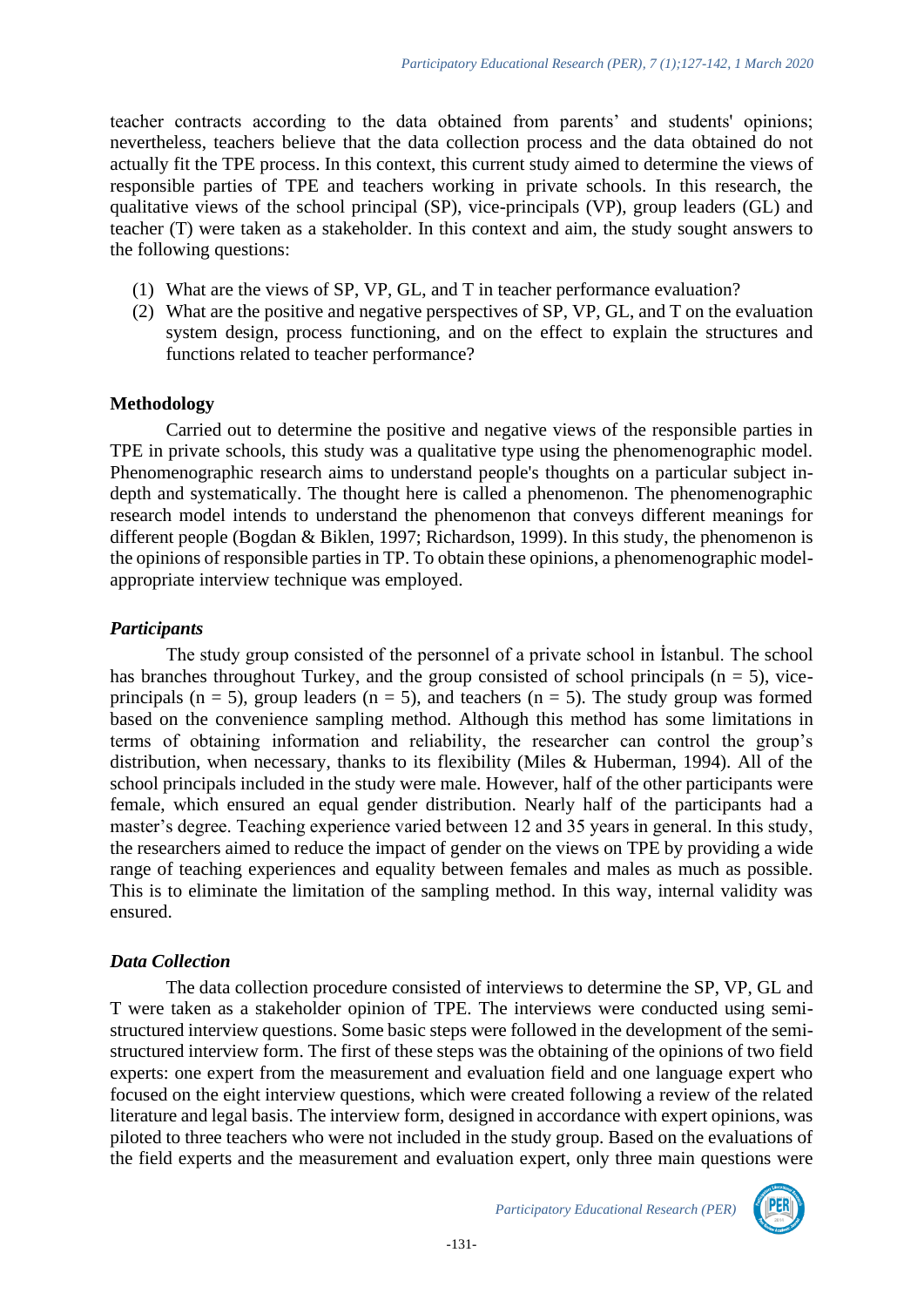teacher contracts according to the data obtained from parents' and students' opinions; nevertheless, teachers believe that the data collection process and the data obtained do not actually fit the TPE process. In this context, this current study aimed to determine the views of responsible parties of TPE and teachers working in private schools. In this research, the qualitative views of the school principal (SP), vice-principals (VP), group leaders (GL) and teacher (T) were taken as a stakeholder. In this context and aim, the study sought answers to the following questions:

(1) What are the views of SP, VP, GL, and T in teacher performance evaluation?
(2) What are the positive and negative perspectives of SP, VP, GL, and T on the evaluation system design, process functioning, and on the effect to explain the structures and functions related to teacher performance?

## Methodology

Carried out to determine the positive and negative views of the responsible parties in TPE in private schools, this study was a qualitative type using the phenomenographic model. Phenomenographic research aims to understand people's thoughts on a particular subject in-depth and systematically. The thought here is called a phenomenon. The phenomenographic research model intends to understand the phenomenon that conveys different meanings for different people (Bogdan & Biklen, 1997; Richardson, 1999). In this study, the phenomenon is the opinions of responsible parties in TP. To obtain these opinions, a phenomenographic model-appropriate interview technique was employed.

### *Participants*

The study group consisted of the personnel of a private school in İstanbul. The school has branches throughout Turkey, and the group consisted of school principals (n = 5), vice-principals (n = 5), group leaders (n = 5), and teachers (n = 5). The study group was formed based on the convenience sampling method. Although this method has some limitations in terms of obtaining information and reliability, the researcher can control the group's distribution, when necessary, thanks to its flexibility (Miles & Huberman, 1994). All of the school principals included in the study were male. However, half of the other participants were female, which ensured an equal gender distribution. Nearly half of the participants had a master's degree. Teaching experience varied between 12 and 35 years in general. In this study, the researchers aimed to reduce the impact of gender on the views on TPE by providing a wide range of teaching experiences and equality between females and males as much as possible. This is to eliminate the limitation of the sampling method. In this way, internal validity was ensured.

### *Data Collection*

The data collection procedure consisted of interviews to determine the SP, VP, GL and T were taken as a stakeholder opinion of TPE. The interviews were conducted using semi-structured interview questions. Some basic steps were followed in the development of the semi-structured interview form. The first of these steps was the obtaining of the opinions of two field experts: one expert from the measurement and evaluation field and one language expert who focused on the eight interview questions, which were created following a review of the related literature and legal basis. The interview form, designed in accordance with expert opinions, was piloted to three teachers who were not included in the study group. Based on the evaluations of the field experts and the measurement and evaluation expert, only three main questions were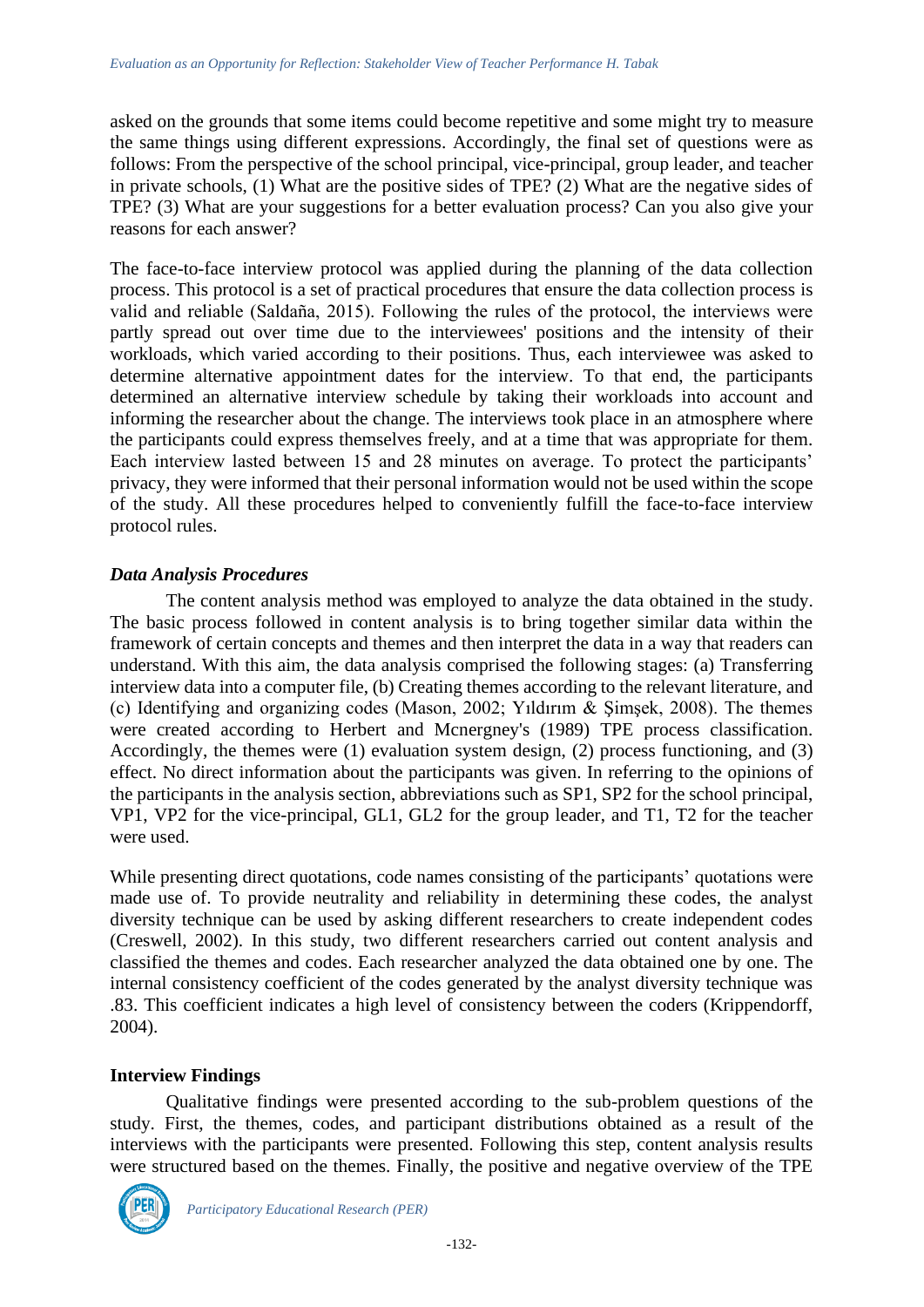asked on the grounds that some items could become repetitive and some might try to measure the same things using different expressions. Accordingly, the final set of questions were as follows: From the perspective of the school principal, vice-principal, group leader, and teacher in private schools, (1) What are the positive sides of TPE? (2) What are the negative sides of TPE? (3) What are your suggestions for a better evaluation process? Can you also give your reasons for each answer?

The face-to-face interview protocol was applied during the planning of the data collection process. This protocol is a set of practical procedures that ensure the data collection process is valid and reliable (Saldaña, 2015). Following the rules of the protocol, the interviews were partly spread out over time due to the interviewees' positions and the intensity of their workloads, which varied according to their positions. Thus, each interviewee was asked to determine alternative appointment dates for the interview. To that end, the participants determined an alternative interview schedule by taking their workloads into account and informing the researcher about the change. The interviews took place in an atmosphere where the participants could express themselves freely, and at a time that was appropriate for them. Each interview lasted between 15 and 28 minutes on average. To protect the participants' privacy, they were informed that their personal information would not be used within the scope of the study. All these procedures helped to conveniently fulfill the face-to-face interview protocol rules.

### *Data Analysis Procedures*

The content analysis method was employed to analyze the data obtained in the study. The basic process followed in content analysis is to bring together similar data within the framework of certain concepts and themes and then interpret the data in a way that readers can understand. With this aim, the data analysis comprised the following stages: (a) Transferring interview data into a computer file, (b) Creating themes according to the relevant literature, and (c) Identifying and organizing codes (Mason, 2002; Yıldırım & Şimşek, 2008). The themes were created according to Herbert and Mcnergney's (1989) TPE process classification. Accordingly, the themes were (1) evaluation system design, (2) process functioning, and (3) effect. No direct information about the participants was given. In referring to the opinions of the participants in the analysis section, abbreviations such as SP1, SP2 for the school principal, VP1, VP2 for the vice-principal, GL1, GL2 for the group leader, and T1, T2 for the teacher were used.

While presenting direct quotations, code names consisting of the participants' quotations were made use of. To provide neutrality and reliability in determining these codes, the analyst diversity technique can be used by asking different researchers to create independent codes (Creswell, 2002). In this study, two different researchers carried out content analysis and classified the themes and codes. Each researcher analyzed the data obtained one by one. The internal consistency coefficient of the codes generated by the analyst diversity technique was .83. This coefficient indicates a high level of consistency between the coders (Krippendorff, 2004).

### **Interview Findings**

Qualitative findings were presented according to the sub-problem questions of the study. First, the themes, codes, and participant distributions obtained as a result of the interviews with the participants were presented. Following this step, content analysis results were structured based on the themes. Finally, the positive and negative overview of the TPE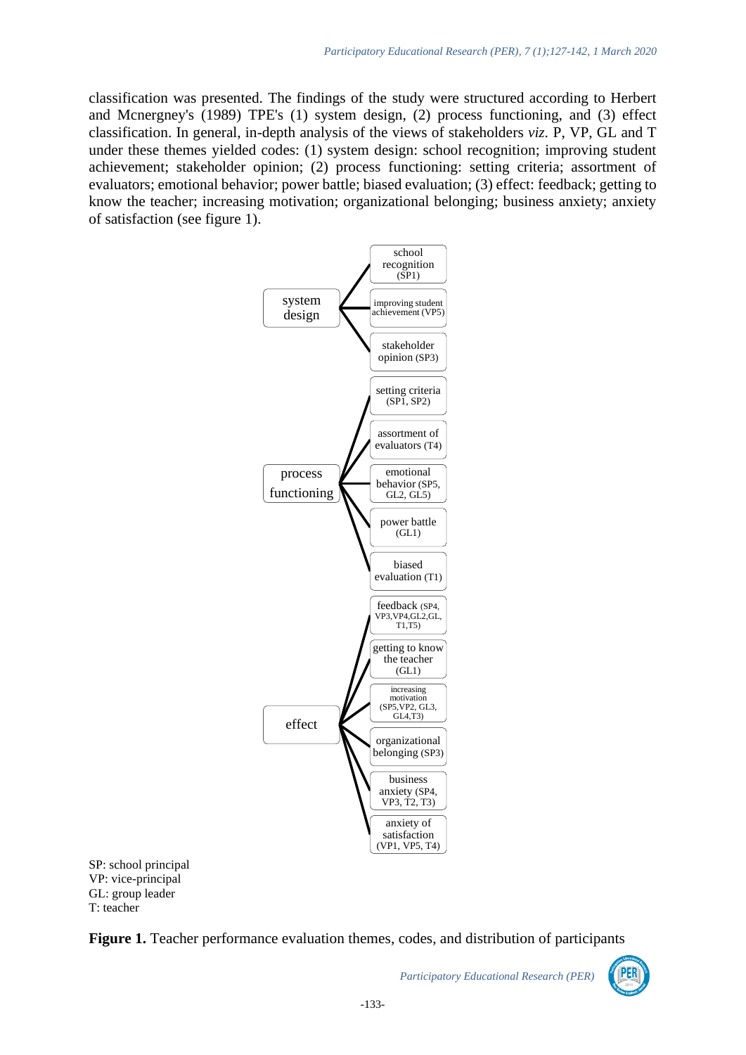classification was presented. The findings of the study were structured according to Herbert and Mcnergney's (1989) TPE's (1) system design, (2) process functioning, and (3) effect classification. In general, in-depth analysis of the views of stakeholders *viz.* P, VP, GL and T under these themes yielded codes: (1) system design: school recognition; improving student achievement; stakeholder opinion; (2) process functioning: setting criteria; assortment of evaluators; emotional behavior; power battle; biased evaluation; (3) effect: feedback; getting to know the teacher; increasing motivation; organizational belonging; business anxiety; anxiety of satisfaction (see figure 1).

- system design
  - school recognition (SP1)
  - improving student achievement (VP5)
  - stakeholder opinion (SP3)
- process functioning
  - setting criteria (SP1, SP2)
  - assortment of evaluators (T4)
  - emotional behavior (SP5, GL2, GL5)
  - power battle (GL1)
  - biased evaluation (T1)
- effect
  - feedback (SP4, VP3,VP4,GL2,GL, T1,T5)
  - getting to know the teacher (GL1)
  - increasing motivation (SP5,VP2, GL3, GL4,T3)
  - organizational belonging (SP3)
  - business anxiety (SP4, VP3, T2, T3)
  - anxiety of satisfaction (VP1, VP5, T4)

SP: school principal
VP: vice-principal
GL: group leader
T: teacher

**Figure 1.** Teacher performance evaluation themes, codes, and distribution of participants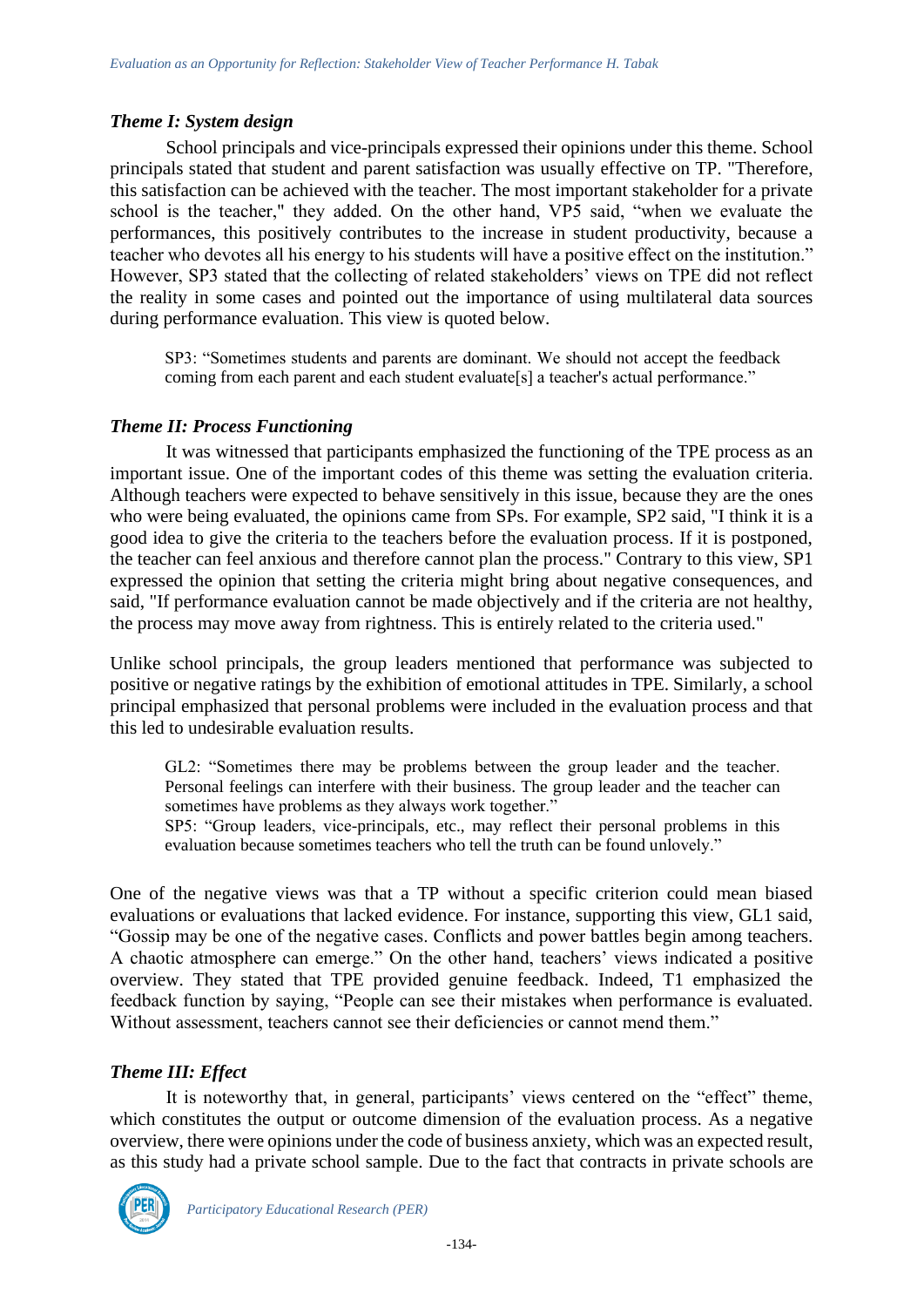### *Theme I: System design*

School principals and vice-principals expressed their opinions under this theme. School principals stated that student and parent satisfaction was usually effective on TP. "Therefore, this satisfaction can be achieved with the teacher. The most important stakeholder for a private school is the teacher," they added. On the other hand, VP5 said, "when we evaluate the performances, this positively contributes to the increase in student productivity, because a teacher who devotes all his energy to his students will have a positive effect on the institution." However, SP3 stated that the collecting of related stakeholders' views on TPE did not reflect the reality in some cases and pointed out the importance of using multilateral data sources during performance evaluation. This view is quoted below.

> SP3: "Sometimes students and parents are dominant. We should not accept the feedback coming from each parent and each student evaluate[s] a teacher's actual performance."

### *Theme II: Process Functioning*

It was witnessed that participants emphasized the functioning of the TPE process as an important issue. One of the important codes of this theme was setting the evaluation criteria. Although teachers were expected to behave sensitively in this issue, because they are the ones who were being evaluated, the opinions came from SPs. For example, SP2 said, "I think it is a good idea to give the criteria to the teachers before the evaluation process. If it is postponed, the teacher can feel anxious and therefore cannot plan the process." Contrary to this view, SP1 expressed the opinion that setting the criteria might bring about negative consequences, and said, "If performance evaluation cannot be made objectively and if the criteria are not healthy, the process may move away from rightness. This is entirely related to the criteria used."

Unlike school principals, the group leaders mentioned that performance was subjected to positive or negative ratings by the exhibition of emotional attitudes in TPE. Similarly, a school principal emphasized that personal problems were included in the evaluation process and that this led to undesirable evaluation results.

> GL2: "Sometimes there may be problems between the group leader and the teacher. Personal feelings can interfere with their business. The group leader and the teacher can sometimes have problems as they always work together."
> SP5: "Group leaders, vice-principals, etc., may reflect their personal problems in this evaluation because sometimes teachers who tell the truth can be found unlovely."

One of the negative views was that a TP without a specific criterion could mean biased evaluations or evaluations that lacked evidence. For instance, supporting this view, GL1 said, "Gossip may be one of the negative cases. Conflicts and power battles begin among teachers. A chaotic atmosphere can emerge." On the other hand, teachers' views indicated a positive overview. They stated that TPE provided genuine feedback. Indeed, T1 emphasized the feedback function by saying, "People can see their mistakes when performance is evaluated. Without assessment, teachers cannot see their deficiencies or cannot mend them."

### *Theme III: Effect*

It is noteworthy that, in general, participants' views centered on the "effect" theme, which constitutes the output or outcome dimension of the evaluation process. As a negative overview, there were opinions under the code of business anxiety, which was an expected result, as this study had a private school sample. Due to the fact that contracts in private schools are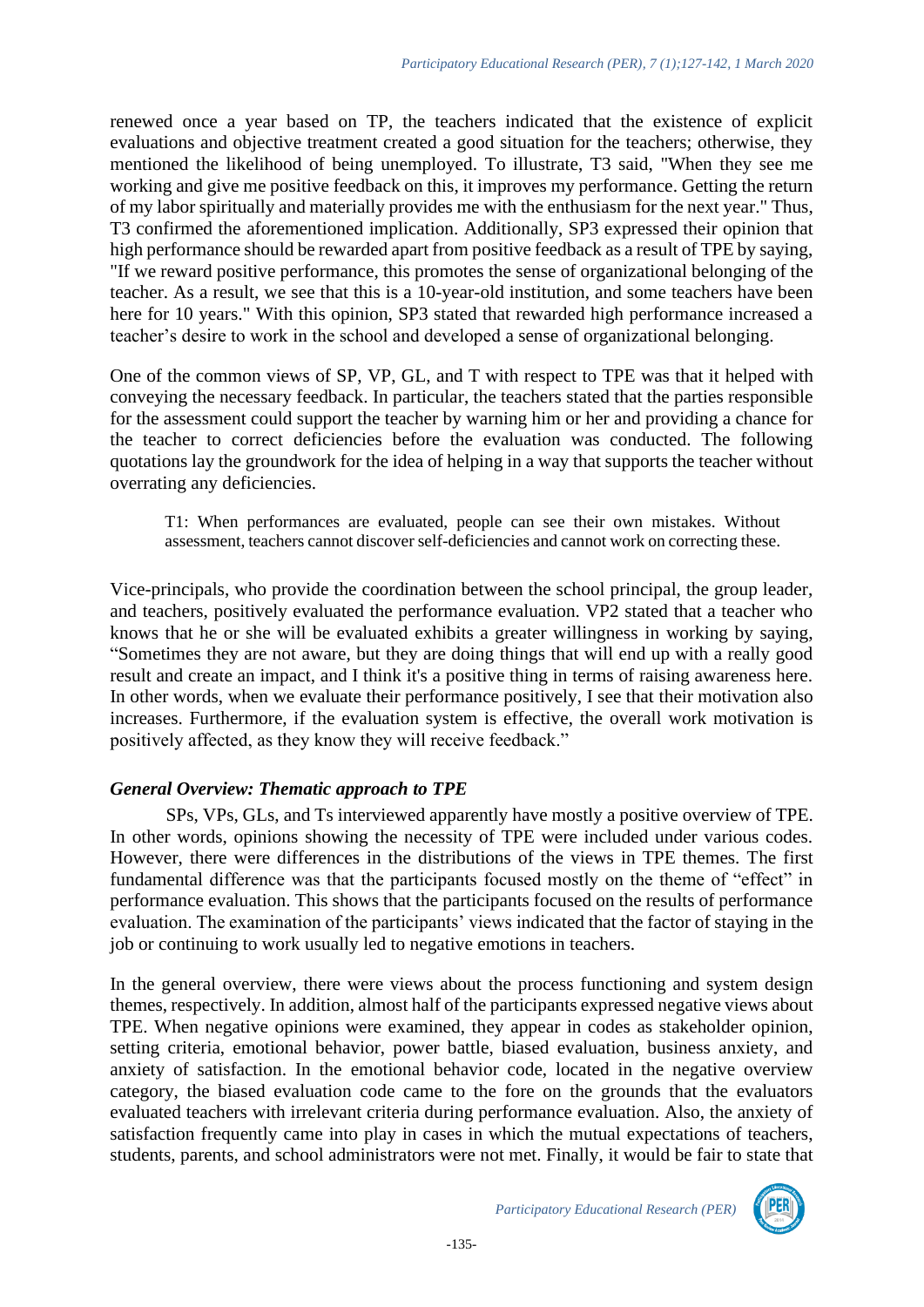renewed once a year based on TP, the teachers indicated that the existence of explicit evaluations and objective treatment created a good situation for the teachers; otherwise, they mentioned the likelihood of being unemployed. To illustrate, T3 said, "When they see me working and give me positive feedback on this, it improves my performance. Getting the return of my labor spiritually and materially provides me with the enthusiasm for the next year." Thus, T3 confirmed the aforementioned implication. Additionally, SP3 expressed their opinion that high performance should be rewarded apart from positive feedback as a result of TPE by saying, "If we reward positive performance, this promotes the sense of organizational belonging of the teacher. As a result, we see that this is a 10-year-old institution, and some teachers have been here for 10 years." With this opinion, SP3 stated that rewarded high performance increased a teacher's desire to work in the school and developed a sense of organizational belonging.

One of the common views of SP, VP, GL, and T with respect to TPE was that it helped with conveying the necessary feedback. In particular, the teachers stated that the parties responsible for the assessment could support the teacher by warning him or her and providing a chance for the teacher to correct deficiencies before the evaluation was conducted. The following quotations lay the groundwork for the idea of helping in a way that supports the teacher without overrating any deficiencies.

> T1: When performances are evaluated, people can see their own mistakes. Without assessment, teachers cannot discover self-deficiencies and cannot work on correcting these.

Vice-principals, who provide the coordination between the school principal, the group leader, and teachers, positively evaluated the performance evaluation. VP2 stated that a teacher who knows that he or she will be evaluated exhibits a greater willingness in working by saying, "Sometimes they are not aware, but they are doing things that will end up with a really good result and create an impact, and I think it's a positive thing in terms of raising awareness here. In other words, when we evaluate their performance positively, I see that their motivation also increases. Furthermore, if the evaluation system is effective, the overall work motivation is positively affected, as they know they will receive feedback."

### *General Overview: Thematic approach to TPE*

SPs, VPs, GLs, and Ts interviewed apparently have mostly a positive overview of TPE. In other words, opinions showing the necessity of TPE were included under various codes. However, there were differences in the distributions of the views in TPE themes. The first fundamental difference was that the participants focused mostly on the theme of "effect" in performance evaluation. This shows that the participants focused on the results of performance evaluation. The examination of the participants' views indicated that the factor of staying in the job or continuing to work usually led to negative emotions in teachers.

In the general overview, there were views about the process functioning and system design themes, respectively. In addition, almost half of the participants expressed negative views about TPE. When negative opinions were examined, they appear in codes as stakeholder opinion, setting criteria, emotional behavior, power battle, biased evaluation, business anxiety, and anxiety of satisfaction. In the emotional behavior code, located in the negative overview category, the biased evaluation code came to the fore on the grounds that the evaluators evaluated teachers with irrelevant criteria during performance evaluation. Also, the anxiety of satisfaction frequently came into play in cases in which the mutual expectations of teachers, students, parents, and school administrators were not met. Finally, it would be fair to state that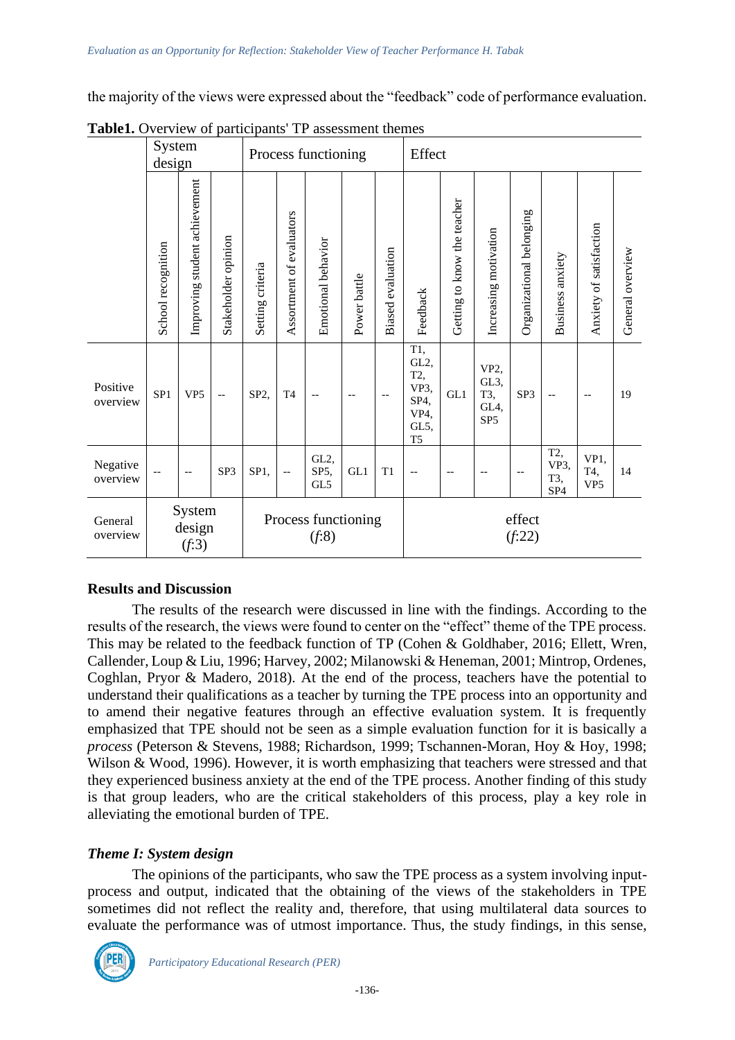the majority of the views were expressed about the "feedback" code of performance evaluation.

**Table1.** Overview of participants' TP assessment themes

| | System design | | | Process functioning | | | | | Effect | | | | | | |
|---|---|---|---|---|---|---|---|---|---|---|---|---|---|---|---|
| | School recognition | Improving student achievement | Stakeholder opinion | Setting criteria | Assortment of evaluators | Emotional behavior | Power battle | Biased evaluation | Feedback | Getting to know the teacher | Increasing motivation | Organizational belonging | Business anxiety | Anxiety of satisfaction | General overview |
| Positive overview | SP1 | VP5 | -- | SP2, | T4 | -- | -- | -- | T1, GL2, T2, VP3, SP4, VP4, GL5, T5 | GL1 | VP2, GL3, T3, GL4, SP5 | SP3 | -- | -- | 19 |
| Negative overview | -- | -- | SP3 | SP1, | -- | GL2, SP5, GL5 | GL1 | T1 | -- | -- | -- | -- | T2, VP3, T3, SP4 | VP1, T4, VP5 | 14 |
| General overview | System design (*f*:3) | | | Process functioning (*f*:8) | | | | | effect (*f*:22) | | | | | | |

## Results and Discussion

The results of the research were discussed in line with the findings. According to the results of the research, the views were found to center on the "effect" theme of the TPE process. This may be related to the feedback function of TP (Cohen & Goldhaber, 2016; Ellett, Wren, Callender, Loup & Liu, 1996; Harvey, 2002; Milanowski & Heneman, 2001; Mintrop, Ordenes, Coghlan, Pryor & Madero, 2018). At the end of the process, teachers have the potential to understand their qualifications as a teacher by turning the TPE process into an opportunity and to amend their negative features through an effective evaluation system. It is frequently emphasized that TPE should not be seen as a simple evaluation function for it is basically a *process* (Peterson & Stevens, 1988; Richardson, 1999; Tschannen-Moran, Hoy & Hoy, 1998; Wilson & Wood, 1996). However, it is worth emphasizing that teachers were stressed and that they experienced business anxiety at the end of the TPE process. Another finding of this study is that group leaders, who are the critical stakeholders of this process, play a key role in alleviating the emotional burden of TPE.

### *Theme I: System design*

The opinions of the participants, who saw the TPE process as a system involving input-process and output, indicated that the obtaining of the views of the stakeholders in TPE sometimes did not reflect the reality and, therefore, that using multilateral data sources to evaluate the performance was of utmost importance. Thus, the study findings, in this sense,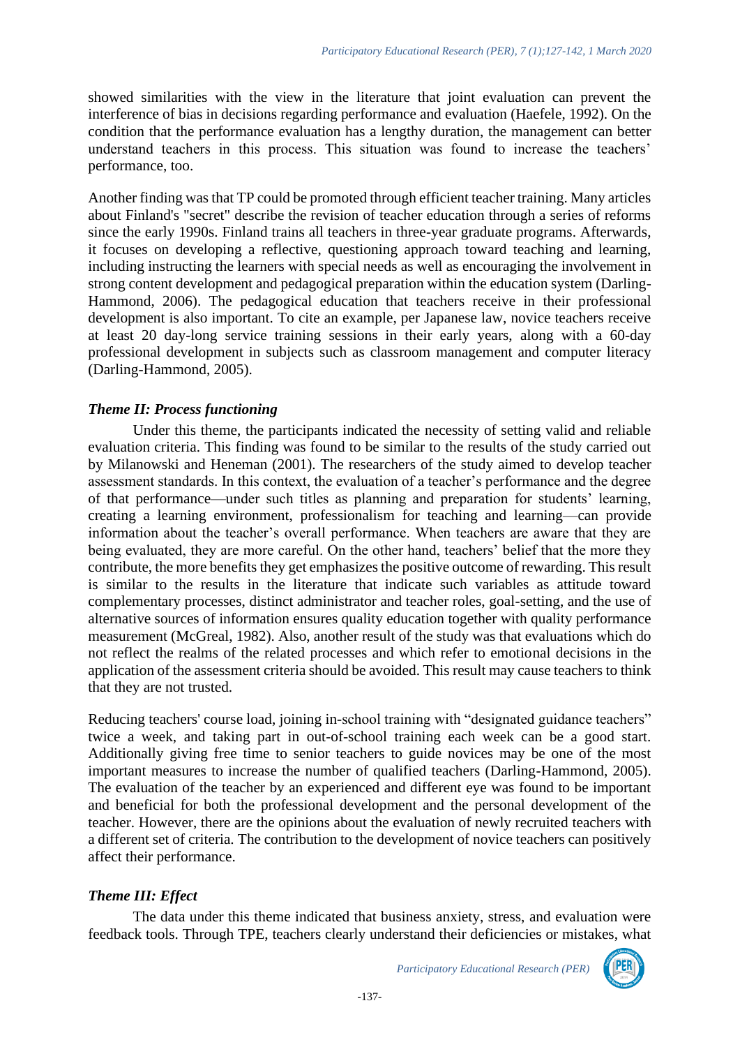showed similarities with the view in the literature that joint evaluation can prevent the interference of bias in decisions regarding performance and evaluation (Haefele, 1992). On the condition that the performance evaluation has a lengthy duration, the management can better understand teachers in this process. This situation was found to increase the teachers' performance, too.

Another finding was that TP could be promoted through efficient teacher training. Many articles about Finland's "secret" describe the revision of teacher education through a series of reforms since the early 1990s. Finland trains all teachers in three-year graduate programs. Afterwards, it focuses on developing a reflective, questioning approach toward teaching and learning, including instructing the learners with special needs as well as encouraging the involvement in strong content development and pedagogical preparation within the education system (Darling-Hammond, 2006). The pedagogical education that teachers receive in their professional development is also important. To cite an example, per Japanese law, novice teachers receive at least 20 day-long service training sessions in their early years, along with a 60-day professional development in subjects such as classroom management and computer literacy (Darling-Hammond, 2005).

### *Theme II: Process functioning*

Under this theme, the participants indicated the necessity of setting valid and reliable evaluation criteria. This finding was found to be similar to the results of the study carried out by Milanowski and Heneman (2001). The researchers of the study aimed to develop teacher assessment standards. In this context, the evaluation of a teacher's performance and the degree of that performance—under such titles as planning and preparation for students' learning, creating a learning environment, professionalism for teaching and learning—can provide information about the teacher's overall performance. When teachers are aware that they are being evaluated, they are more careful. On the other hand, teachers' belief that the more they contribute, the more benefits they get emphasizes the positive outcome of rewarding. This result is similar to the results in the literature that indicate such variables as attitude toward complementary processes, distinct administrator and teacher roles, goal-setting, and the use of alternative sources of information ensures quality education together with quality performance measurement (McGreal, 1982). Also, another result of the study was that evaluations which do not reflect the realms of the related processes and which refer to emotional decisions in the application of the assessment criteria should be avoided. This result may cause teachers to think that they are not trusted.

Reducing teachers' course load, joining in-school training with "designated guidance teachers" twice a week, and taking part in out-of-school training each week can be a good start. Additionally giving free time to senior teachers to guide novices may be one of the most important measures to increase the number of qualified teachers (Darling-Hammond, 2005). The evaluation of the teacher by an experienced and different eye was found to be important and beneficial for both the professional development and the personal development of the teacher. However, there are the opinions about the evaluation of newly recruited teachers with a different set of criteria. The contribution to the development of novice teachers can positively affect their performance.

### *Theme III: Effect*

The data under this theme indicated that business anxiety, stress, and evaluation were feedback tools. Through TPE, teachers clearly understand their deficiencies or mistakes, what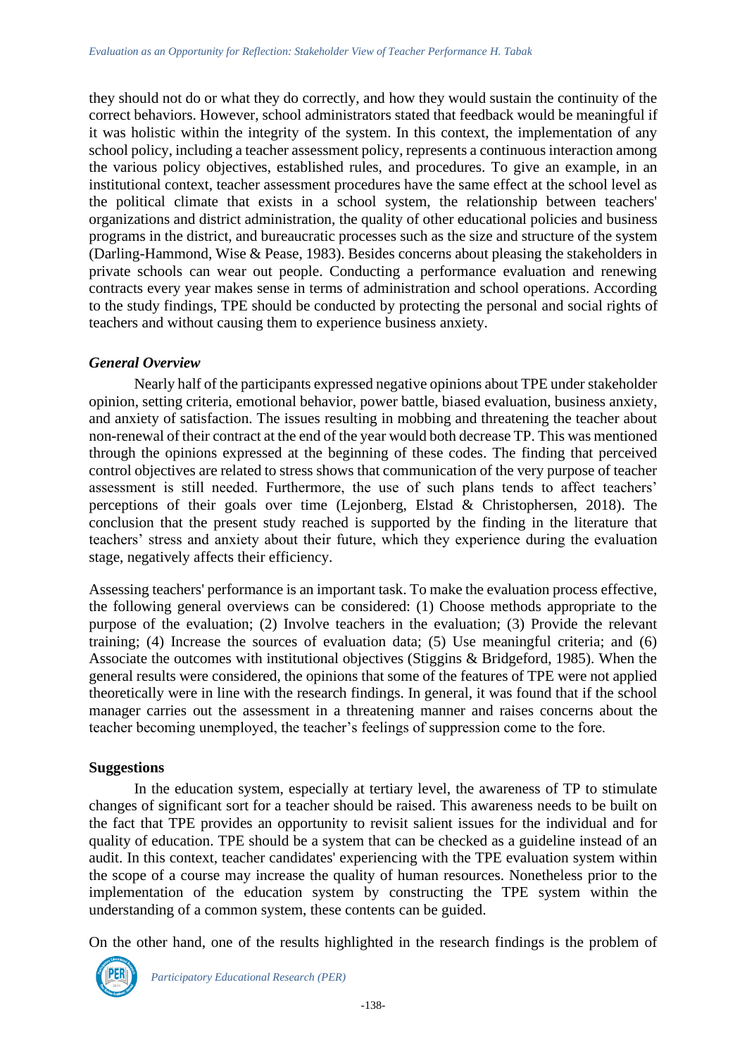they should not do or what they do correctly, and how they would sustain the continuity of the correct behaviors. However, school administrators stated that feedback would be meaningful if it was holistic within the integrity of the system. In this context, the implementation of any school policy, including a teacher assessment policy, represents a continuous interaction among the various policy objectives, established rules, and procedures. To give an example, in an institutional context, teacher assessment procedures have the same effect at the school level as the political climate that exists in a school system, the relationship between teachers' organizations and district administration, the quality of other educational policies and business programs in the district, and bureaucratic processes such as the size and structure of the system (Darling-Hammond, Wise & Pease, 1983). Besides concerns about pleasing the stakeholders in private schools can wear out people. Conducting a performance evaluation and renewing contracts every year makes sense in terms of administration and school operations. According to the study findings, TPE should be conducted by protecting the personal and social rights of teachers and without causing them to experience business anxiety.

### *General Overview*

Nearly half of the participants expressed negative opinions about TPE under stakeholder opinion, setting criteria, emotional behavior, power battle, biased evaluation, business anxiety, and anxiety of satisfaction. The issues resulting in mobbing and threatening the teacher about non-renewal of their contract at the end of the year would both decrease TP. This was mentioned through the opinions expressed at the beginning of these codes. The finding that perceived control objectives are related to stress shows that communication of the very purpose of teacher assessment is still needed. Furthermore, the use of such plans tends to affect teachers' perceptions of their goals over time (Lejonberg, Elstad & Christophersen, 2018). The conclusion that the present study reached is supported by the finding in the literature that teachers' stress and anxiety about their future, which they experience during the evaluation stage, negatively affects their efficiency.

Assessing teachers' performance is an important task. To make the evaluation process effective, the following general overviews can be considered: (1) Choose methods appropriate to the purpose of the evaluation; (2) Involve teachers in the evaluation; (3) Provide the relevant training; (4) Increase the sources of evaluation data; (5) Use meaningful criteria; and (6) Associate the outcomes with institutional objectives (Stiggins & Bridgeford, 1985). When the general results were considered, the opinions that some of the features of TPE were not applied theoretically were in line with the research findings. In general, it was found that if the school manager carries out the assessment in a threatening manner and raises concerns about the teacher becoming unemployed, the teacher's feelings of suppression come to the fore.

### **Suggestions**

In the education system, especially at tertiary level, the awareness of TP to stimulate changes of significant sort for a teacher should be raised. This awareness needs to be built on the fact that TPE provides an opportunity to revisit salient issues for the individual and for quality of education. TPE should be a system that can be checked as a guideline instead of an audit. In this context, teacher candidates' experiencing with the TPE evaluation system within the scope of a course may increase the quality of human resources. Nonetheless prior to the implementation of the education system by constructing the TPE system within the understanding of a common system, these contents can be guided.

On the other hand, one of the results highlighted in the research findings is the problem of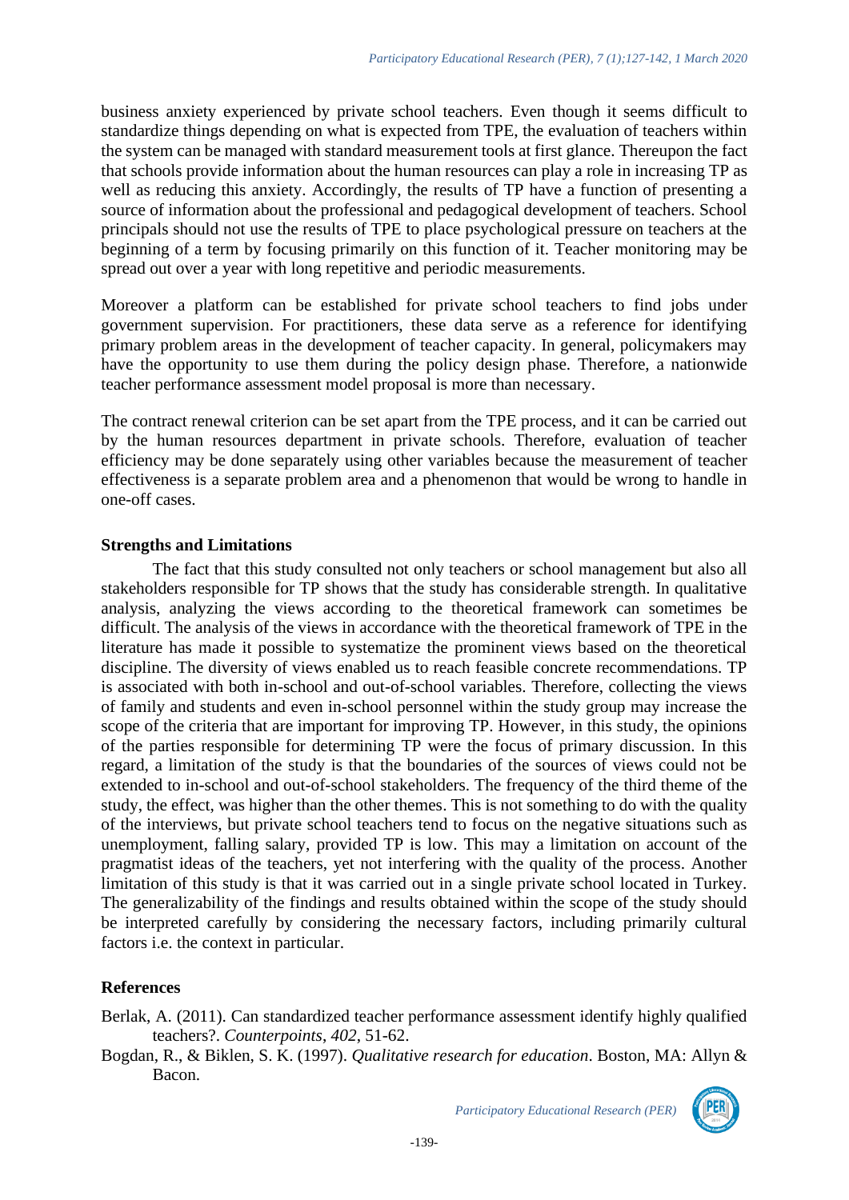business anxiety experienced by private school teachers. Even though it seems difficult to standardize things depending on what is expected from TPE, the evaluation of teachers within the system can be managed with standard measurement tools at first glance. Thereupon the fact that schools provide information about the human resources can play a role in increasing TP as well as reducing this anxiety. Accordingly, the results of TP have a function of presenting a source of information about the professional and pedagogical development of teachers. School principals should not use the results of TPE to place psychological pressure on teachers at the beginning of a term by focusing primarily on this function of it. Teacher monitoring may be spread out over a year with long repetitive and periodic measurements.

Moreover a platform can be established for private school teachers to find jobs under government supervision. For practitioners, these data serve as a reference for identifying primary problem areas in the development of teacher capacity. In general, policymakers may have the opportunity to use them during the policy design phase. Therefore, a nationwide teacher performance assessment model proposal is more than necessary.

The contract renewal criterion can be set apart from the TPE process, and it can be carried out by the human resources department in private schools. Therefore, evaluation of teacher efficiency may be done separately using other variables because the measurement of teacher effectiveness is a separate problem area and a phenomenon that would be wrong to handle in one-off cases.

### Strengths and Limitations

The fact that this study consulted not only teachers or school management but also all stakeholders responsible for TP shows that the study has considerable strength. In qualitative analysis, analyzing the views according to the theoretical framework can sometimes be difficult. The analysis of the views in accordance with the theoretical framework of TPE in the literature has made it possible to systematize the prominent views based on the theoretical discipline. The diversity of views enabled us to reach feasible concrete recommendations. TP is associated with both in-school and out-of-school variables. Therefore, collecting the views of family and students and even in-school personnel within the study group may increase the scope of the criteria that are important for improving TP. However, in this study, the opinions of the parties responsible for determining TP were the focus of primary discussion. In this regard, a limitation of the study is that the boundaries of the sources of views could not be extended to in-school and out-of-school stakeholders. The frequency of the third theme of the study, the effect, was higher than the other themes. This is not something to do with the quality of the interviews, but private school teachers tend to focus on the negative situations such as unemployment, falling salary, provided TP is low. This may a limitation on account of the pragmatist ideas of the teachers, yet not interfering with the quality of the process. Another limitation of this study is that it was carried out in a single private school located in Turkey. The generalizability of the findings and results obtained within the scope of the study should be interpreted carefully by considering the necessary factors, including primarily cultural factors i.e. the context in particular.

### References

Berlak, A. (2011). Can standardized teacher performance assessment identify highly qualified teachers?. *Counterpoints*, *402*, 51-62.

Bogdan, R., & Biklen, S. K. (1997). *Qualitative research for education*. Boston, MA: Allyn & Bacon.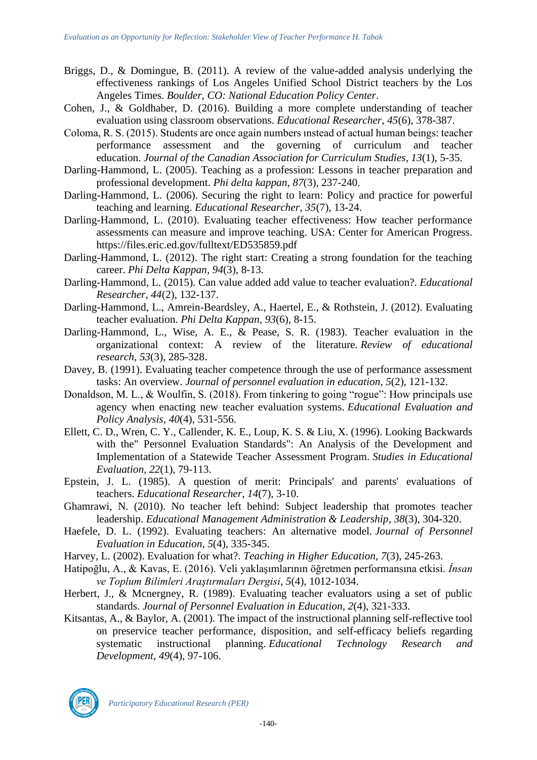Briggs, D., & Domingue, B. (2011). A review of the value-added analysis underlying the effectiveness rankings of Los Angeles Unified School District teachers by the Los Angeles Times. *Boulder, CO: National Education Policy Center*.

Cohen, J., & Goldhaber, D. (2016). Building a more complete understanding of teacher evaluation using classroom observations. *Educational Researcher*, *45*(6), 378-387.

Coloma, R. S. (2015). Students are once again numbers ınstead of actual human beings: teacher performance assessment and the governing of curriculum and teacher education. *Journal of the Canadian Association for Curriculum Studies*, *13*(1), 5-35.

Darling-Hammond, L. (2005). Teaching as a profession: Lessons in teacher preparation and professional development. *Phi delta kappan*, *87*(3), 237-240.

Darling-Hammond, L. (2006). Securing the right to learn: Policy and practice for powerful teaching and learning. *Educational Researcher*, *35*(7), 13-24.

Darling-Hammond, L. (2010). Evaluating teacher effectiveness: How teacher performance assessments can measure and improve teaching. USA: Center for American Progress. https://files.eric.ed.gov/fulltext/ED535859.pdf

Darling-Hammond, L. (2012). The right start: Creating a strong foundation for the teaching career. *Phi Delta Kappan*, *94*(3), 8-13.

Darling-Hammond, L. (2015). Can value added add value to teacher evaluation?. *Educational Researcher*, *44*(2), 132-137.

Darling-Hammond, L., Amrein-Beardsley, A., Haertel, E., & Rothstein, J. (2012). Evaluating teacher evaluation. *Phi Delta Kappan*, *93*(6), 8-15.

Darling-Hammond, L., Wise, A. E., & Pease, S. R. (1983). Teacher evaluation in the organizational context: A review of the literature. *Review of educational research*, *53*(3), 285-328.

Davey, B. (1991). Evaluating teacher competence through the use of performance assessment tasks: An overview. *Journal of personnel evaluation in education*, *5*(2), 121-132.

Donaldson, M. L., & Woulfin, S. (2018). From tinkering to going "rogue": How principals use agency when enacting new teacher evaluation systems. *Educational Evaluation and Policy Analysis*, *40*(4), 531-556.

Ellett, C. D., Wren, C. Y., Callender, K. E., Loup, K. S. & Liu, X. (1996). Looking Backwards with the" Personnel Evaluation Standards": An Analysis of the Development and Implementation of a Statewide Teacher Assessment Program. *Studies in Educational Evaluation*, *22*(1), 79-113.

Epstein, J. L. (1985). A question of merit: Principals' and parents' evaluations of teachers. *Educational Researcher*, *14*(7), 3-10.

Ghamrawi, N. (2010). No teacher left behind: Subject leadership that promotes teacher leadership. *Educational Management Administration & Leadership*, *38*(3), 304-320.

Haefele, D. L. (1992). Evaluating teachers: An alternative model. *Journal of Personnel Evaluation in Education*, *5*(4), 335-345.

Harvey, L. (2002). Evaluation for what?. *Teaching in Higher Education*, *7*(3), 245-263.

Hatipoğlu, A., & Kavas, E. (2016). Veli yaklaşımlarının öğretmen performansına etkisi. *İnsan ve Toplum Bilimleri Araştırmaları Dergisi*, *5*(4), 1012-1034.

Herbert, J., & Mcnergney, R. (1989). Evaluating teacher evaluators using a set of public standards. *Journal of Personnel Evaluation in Education*, *2*(4), 321-333.

Kitsantas, A., & Baylor, A. (2001). The impact of the instructional planning self-reflective tool on preservice teacher performance, disposition, and self-efficacy beliefs regarding systematic instructional planning. *Educational Technology Research and Development*, *49*(4), 97-106.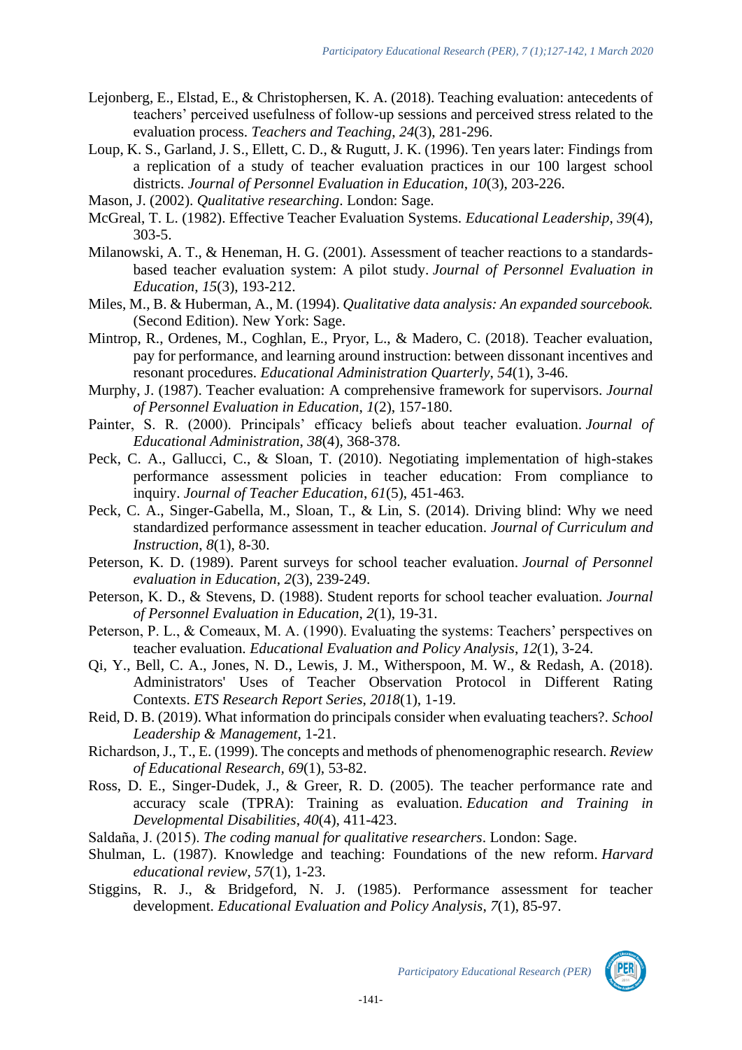Lejonberg, E., Elstad, E., & Christophersen, K. A. (2018). Teaching evaluation: antecedents of teachers' perceived usefulness of follow-up sessions and perceived stress related to the evaluation process. *Teachers and Teaching*, *24*(3), 281-296.

Loup, K. S., Garland, J. S., Ellett, C. D., & Rugutt, J. K. (1996). Ten years later: Findings from a replication of a study of teacher evaluation practices in our 100 largest school districts. *Journal of Personnel Evaluation in Education*, *10*(3), 203-226.

Mason, J. (2002). *Qualitative researching*. London: Sage.

McGreal, T. L. (1982). Effective Teacher Evaluation Systems. *Educational Leadership*, *39*(4), 303-5.

Milanowski, A. T., & Heneman, H. G. (2001). Assessment of teacher reactions to a standards-based teacher evaluation system: A pilot study. *Journal of Personnel Evaluation in Education*, *15*(3), 193-212.

Miles, M., B. & Huberman, A., M. (1994). *Qualitative data analysis: An expanded sourcebook.* (Second Edition). New York: Sage.

Mintrop, R., Ordenes, M., Coghlan, E., Pryor, L., & Madero, C. (2018). Teacher evaluation, pay for performance, and learning around instruction: between dissonant incentives and resonant procedures. *Educational Administration Quarterly*, *54*(1), 3-46.

Murphy, J. (1987). Teacher evaluation: A comprehensive framework for supervisors. *Journal of Personnel Evaluation in Education*, *1*(2), 157-180.

Painter, S. R. (2000). Principals' efficacy beliefs about teacher evaluation. *Journal of Educational Administration*, *38*(4), 368-378.

Peck, C. A., Gallucci, C., & Sloan, T. (2010). Negotiating implementation of high-stakes performance assessment policies in teacher education: From compliance to inquiry. *Journal of Teacher Education*, *61*(5), 451-463.

Peck, C. A., Singer-Gabella, M., Sloan, T., & Lin, S. (2014). Driving blind: Why we need standardized performance assessment in teacher education. *Journal of Curriculum and Instruction*, *8*(1), 8-30.

Peterson, K. D. (1989). Parent surveys for school teacher evaluation. *Journal of Personnel evaluation in Education*, *2*(3), 239-249.

Peterson, K. D., & Stevens, D. (1988). Student reports for school teacher evaluation. *Journal of Personnel Evaluation in Education*, *2*(1), 19-31.

Peterson, P. L., & Comeaux, M. A. (1990). Evaluating the systems: Teachers' perspectives on teacher evaluation. *Educational Evaluation and Policy Analysis*, *12*(1), 3-24.

Qi, Y., Bell, C. A., Jones, N. D., Lewis, J. M., Witherspoon, M. W., & Redash, A. (2018). Administrators' Uses of Teacher Observation Protocol in Different Rating Contexts. *ETS Research Report Series*, *2018*(1), 1-19.

Reid, D. B. (2019). What information do principals consider when evaluating teachers?. *School Leadership & Management*, 1-21.

Richardson, J., T., E. (1999). The concepts and methods of phenomenographic research. *Review of Educational Research*, *69*(1), 53-82.

Ross, D. E., Singer-Dudek, J., & Greer, R. D. (2005). The teacher performance rate and accuracy scale (TPRA): Training as evaluation. *Education and Training in Developmental Disabilities*, *40*(4), 411-423.

Saldaña, J. (2015). *The coding manual for qualitative researchers*. London: Sage.

Shulman, L. (1987). Knowledge and teaching: Foundations of the new reform. *Harvard educational review*, *57*(1), 1-23.

Stiggins, R. J., & Bridgeford, N. J. (1985). Performance assessment for teacher development. *Educational Evaluation and Policy Analysis*, *7*(1), 85-97.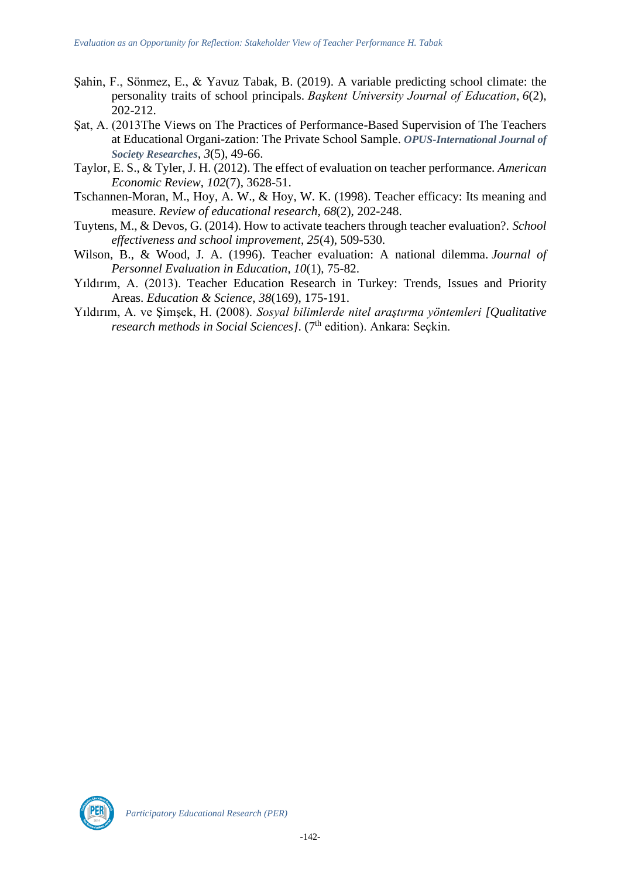Şahin, F., Sönmez, E., & Yavuz Tabak, B. (2019). A variable predicting school climate: the personality traits of school principals. *Başkent University Journal of Education*, *6*(2), 202-212.

Şat, A. (2013The Views on The Practices of Performance-Based Supervision of The Teachers at Educational Organi-zation: The Private School Sample. ***OPUS-International Journal of Society Researches***, *3*(5), 49-66.

Taylor, E. S., & Tyler, J. H. (2012). The effect of evaluation on teacher performance. *American Economic Review*, *102*(7), 3628-51.

Tschannen-Moran, M., Hoy, A. W., & Hoy, W. K. (1998). Teacher efficacy: Its meaning and measure. *Review of educational research*, *68*(2), 202-248.

Tuytens, M., & Devos, G. (2014). How to activate teachers through teacher evaluation?. *School effectiveness and school improvement*, *25*(4), 509-530.

Wilson, B., & Wood, J. A. (1996). Teacher evaluation: A national dilemma. *Journal of Personnel Evaluation in Education*, *10*(1), 75-82.

Yıldırım, A. (2013). Teacher Education Research in Turkey: Trends, Issues and Priority Areas. *Education & Science*, *38*(169), 175-191.

Yıldırım, A. ve Şimşek, H. (2008). *Sosyal bilimlerde nitel araştırma yöntemleri [Qualitative research methods in Social Sciences]*. (7th edition). Ankara: Seçkin.